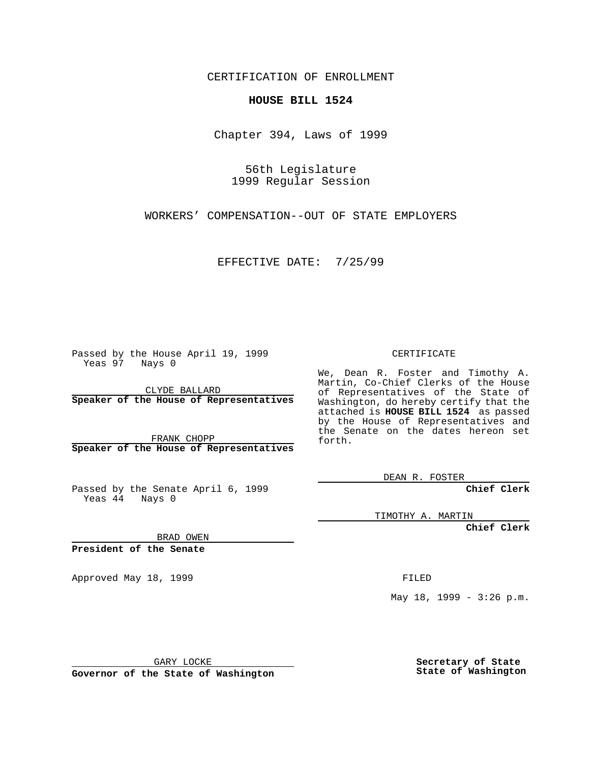CERTIFICATION OF ENROLLMENT

**HOUSE BILL 1524**

Chapter 394, Laws of 1999

56th Legislature
1999 Regular Session

WORKERS' COMPENSATION--OUT OF STATE EMPLOYERS

EFFECTIVE DATE: 7/25/99

Passed by the House April 19, 1999
Yeas 97 Nays 0

CLYDE BALLARD
**Speaker of the House of Representatives**

FRANK CHOPP
**Speaker of the House of Representatives**

Passed by the Senate April 6, 1999
Yeas 44 Nays 0

BRAD OWEN
**President of the Senate**

Approved May 18, 1999

GARY LOCKE
**Governor of the State of Washington**

CERTIFICATE

We, Dean R. Foster and Timothy A. Martin, Co-Chief Clerks of the House of Representatives of the State of Washington, do hereby certify that the attached is **HOUSE BILL 1524** as passed by the House of Representatives and the Senate on the dates hereon set forth.

DEAN R. FOSTER
**Chief Clerk**

TIMOTHY A. MARTIN
**Chief Clerk**

FILED

May 18, 1999 - 3:26 p.m.

**Secretary of State**
**State of Washington**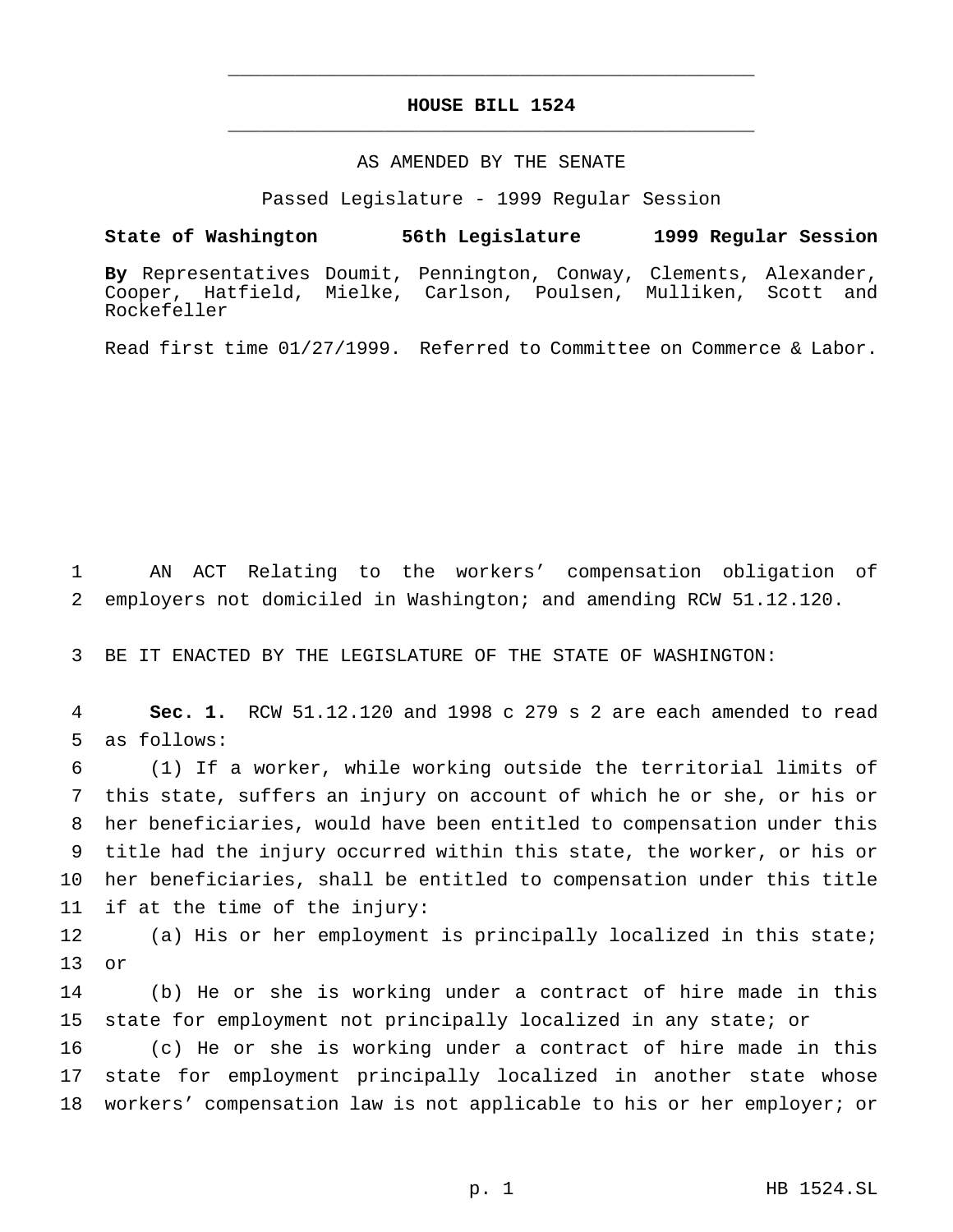# HOUSE BILL 1524

AS AMENDED BY THE SENATE

Passed Legislature - 1999 Regular Session

**State of Washington 56th Legislature 1999 Regular Session**

**By** Representatives Doumit, Pennington, Conway, Clements, Alexander, Cooper, Hatfield, Mielke, Carlson, Poulsen, Mulliken, Scott and Rockefeller

Read first time 01/27/1999. Referred to Committee on Commerce & Labor.

AN ACT Relating to the workers' compensation obligation of employers not domiciled in Washington; and amending RCW 51.12.120.

BE IT ENACTED BY THE LEGISLATURE OF THE STATE OF WASHINGTON:

**Sec. 1.** RCW 51.12.120 and 1998 c 279 s 2 are each amended to read as follows:

(1) If a worker, while working outside the territorial limits of this state, suffers an injury on account of which he or she, or his or her beneficiaries, would have been entitled to compensation under this title had the injury occurred within this state, the worker, or his or her beneficiaries, shall be entitled to compensation under this title if at the time of the injury:

(a) His or her employment is principally localized in this state; or

(b) He or she is working under a contract of hire made in this state for employment not principally localized in any state; or

(c) He or she is working under a contract of hire made in this state for employment principally localized in another state whose workers' compensation law is not applicable to his or her employer; or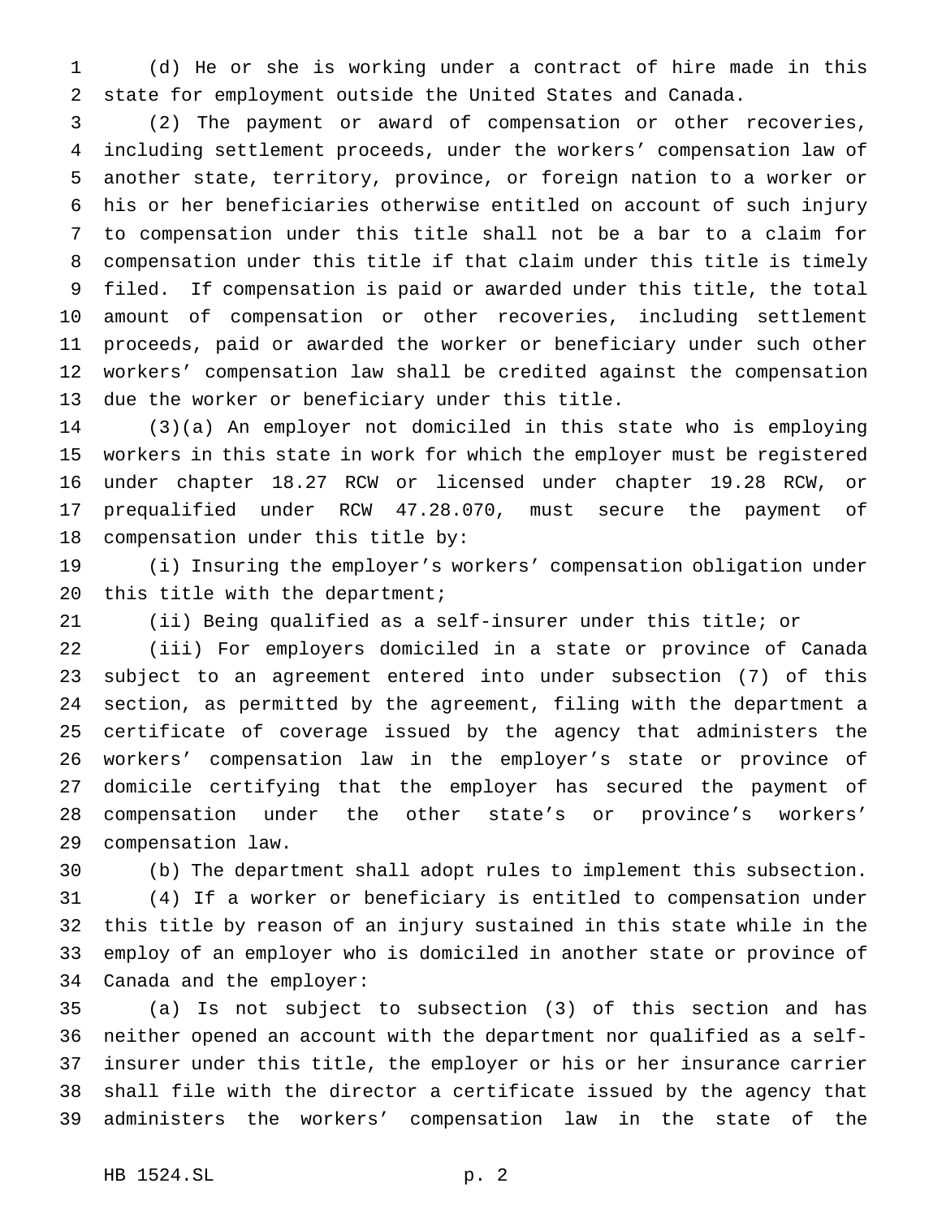(d) He or she is working under a contract of hire made in this state for employment outside the United States and Canada.

(2) The payment or award of compensation or other recoveries, including settlement proceeds, under the workers' compensation law of another state, territory, province, or foreign nation to a worker or his or her beneficiaries otherwise entitled on account of such injury to compensation under this title shall not be a bar to a claim for compensation under this title if that claim under this title is timely filed. If compensation is paid or awarded under this title, the total amount of compensation or other recoveries, including settlement proceeds, paid or awarded the worker or beneficiary under such other workers' compensation law shall be credited against the compensation due the worker or beneficiary under this title.

(3)(a) An employer not domiciled in this state who is employing workers in this state in work for which the employer must be registered under chapter 18.27 RCW or licensed under chapter 19.28 RCW, or prequalified under RCW 47.28.070, must secure the payment of compensation under this title by:

(i) Insuring the employer's workers' compensation obligation under this title with the department;

(ii) Being qualified as a self-insurer under this title; or

(iii) For employers domiciled in a state or province of Canada subject to an agreement entered into under subsection (7) of this section, as permitted by the agreement, filing with the department a certificate of coverage issued by the agency that administers the workers' compensation law in the employer's state or province of domicile certifying that the employer has secured the payment of compensation under the other state's or province's workers' compensation law.

(b) The department shall adopt rules to implement this subsection.

(4) If a worker or beneficiary is entitled to compensation under this title by reason of an injury sustained in this state while in the employ of an employer who is domiciled in another state or province of Canada and the employer:

(a) Is not subject to subsection (3) of this section and has neither opened an account with the department nor qualified as a self-insurer under this title, the employer or his or her insurance carrier shall file with the director a certificate issued by the agency that administers the workers' compensation law in the state of the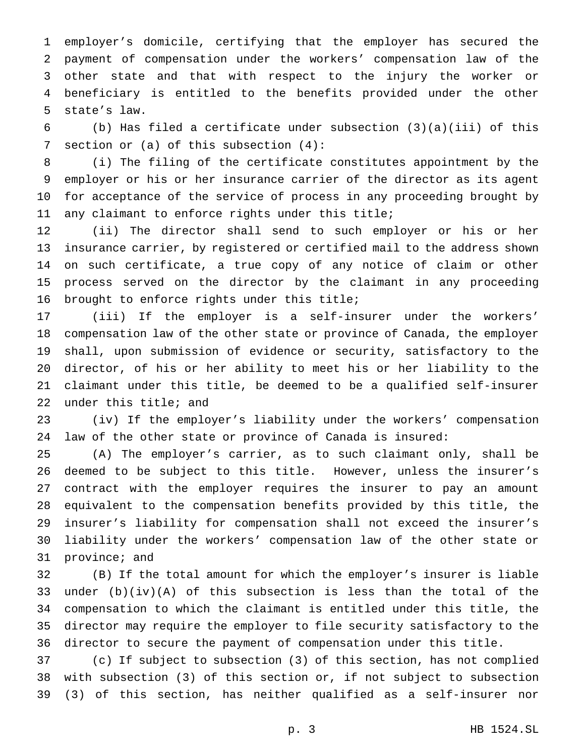employer's domicile, certifying that the employer has secured the payment of compensation under the workers' compensation law of the other state and that with respect to the injury the worker or beneficiary is entitled to the benefits provided under the other state's law.

(b) Has filed a certificate under subsection (3)(a)(iii) of this section or (a) of this subsection (4):

(i) The filing of the certificate constitutes appointment by the employer or his or her insurance carrier of the director as its agent for acceptance of the service of process in any proceeding brought by any claimant to enforce rights under this title;

(ii) The director shall send to such employer or his or her insurance carrier, by registered or certified mail to the address shown on such certificate, a true copy of any notice of claim or other process served on the director by the claimant in any proceeding brought to enforce rights under this title;

(iii) If the employer is a self-insurer under the workers' compensation law of the other state or province of Canada, the employer shall, upon submission of evidence or security, satisfactory to the director, of his or her ability to meet his or her liability to the claimant under this title, be deemed to be a qualified self-insurer under this title; and

(iv) If the employer's liability under the workers' compensation law of the other state or province of Canada is insured:

(A) The employer's carrier, as to such claimant only, shall be deemed to be subject to this title. However, unless the insurer's contract with the employer requires the insurer to pay an amount equivalent to the compensation benefits provided by this title, the insurer's liability for compensation shall not exceed the insurer's liability under the workers' compensation law of the other state or province; and

(B) If the total amount for which the employer's insurer is liable under (b)(iv)(A) of this subsection is less than the total of the compensation to which the claimant is entitled under this title, the director may require the employer to file security satisfactory to the director to secure the payment of compensation under this title.

(c) If subject to subsection (3) of this section, has not complied with subsection (3) of this section or, if not subject to subsection (3) of this section, has neither qualified as a self-insurer nor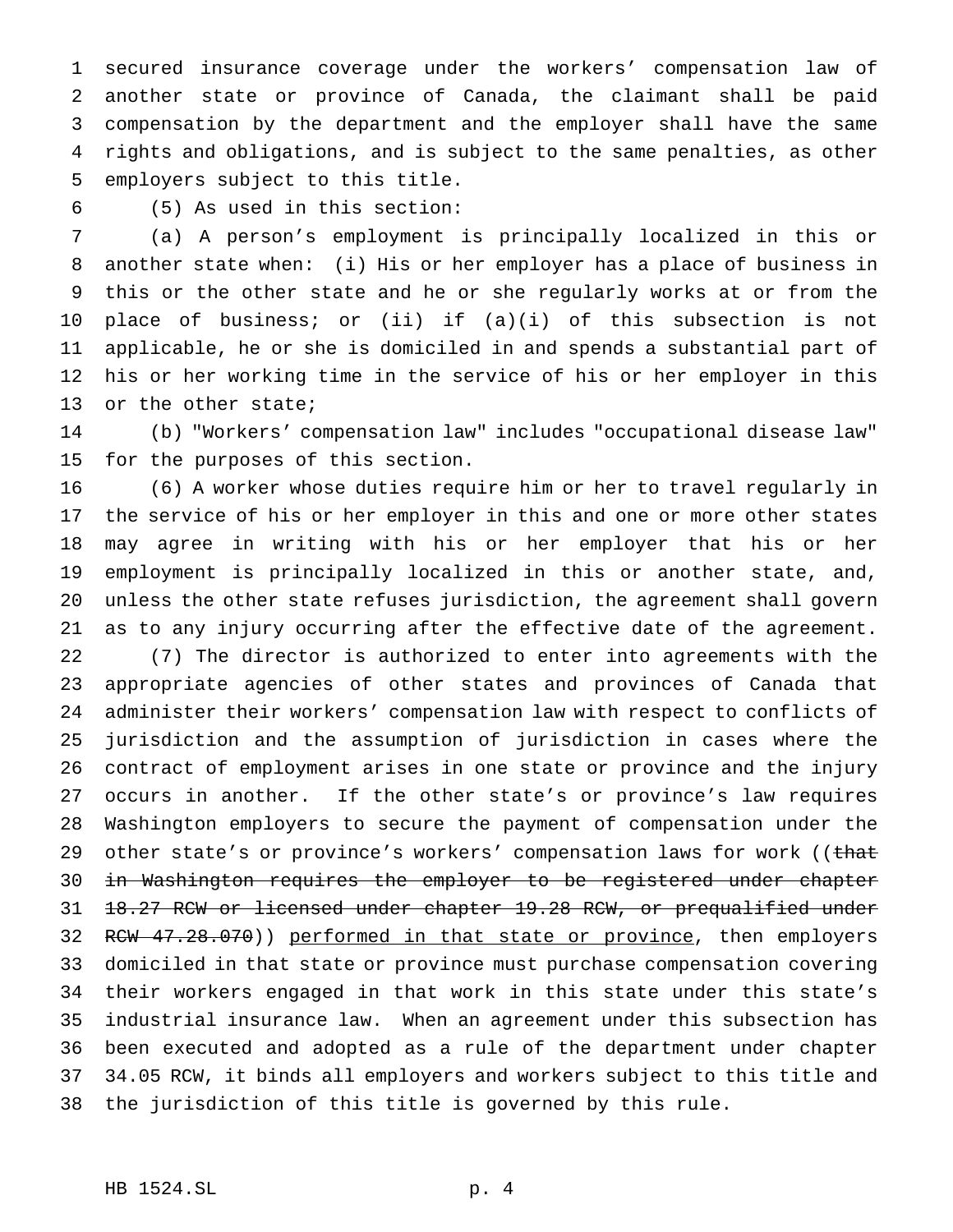secured insurance coverage under the workers' compensation law of another state or province of Canada, the claimant shall be paid compensation by the department and the employer shall have the same rights and obligations, and is subject to the same penalties, as other employers subject to this title.

(5) As used in this section:

(a) A person's employment is principally localized in this or another state when: (i) His or her employer has a place of business in this or the other state and he or she regularly works at or from the place of business; or (ii) if (a)(i) of this subsection is not applicable, he or she is domiciled in and spends a substantial part of his or her working time in the service of his or her employer in this or the other state;

(b) "Workers' compensation law" includes "occupational disease law" for the purposes of this section.

(6) A worker whose duties require him or her to travel regularly in the service of his or her employer in this and one or more other states may agree in writing with his or her employer that his or her employment is principally localized in this or another state, and, unless the other state refuses jurisdiction, the agreement shall govern as to any injury occurring after the effective date of the agreement.

(7) The director is authorized to enter into agreements with the appropriate agencies of other states and provinces of Canada that administer their workers' compensation law with respect to conflicts of jurisdiction and the assumption of jurisdiction in cases where the contract of employment arises in one state or province and the injury occurs in another. If the other state's or province's law requires Washington employers to secure the payment of compensation under the other state's or province's workers' compensation laws for work ((~~that in Washington requires the employer to be registered under chapter 18.27 RCW or licensed under chapter 19.28 RCW, or prequalified under RCW 47.28.070~~)) <u>performed in that state or province</u>, then employers domiciled in that state or province must purchase compensation covering their workers engaged in that work in this state under this state's industrial insurance law. When an agreement under this subsection has been executed and adopted as a rule of the department under chapter 34.05 RCW, it binds all employers and workers subject to this title and the jurisdiction of this title is governed by this rule.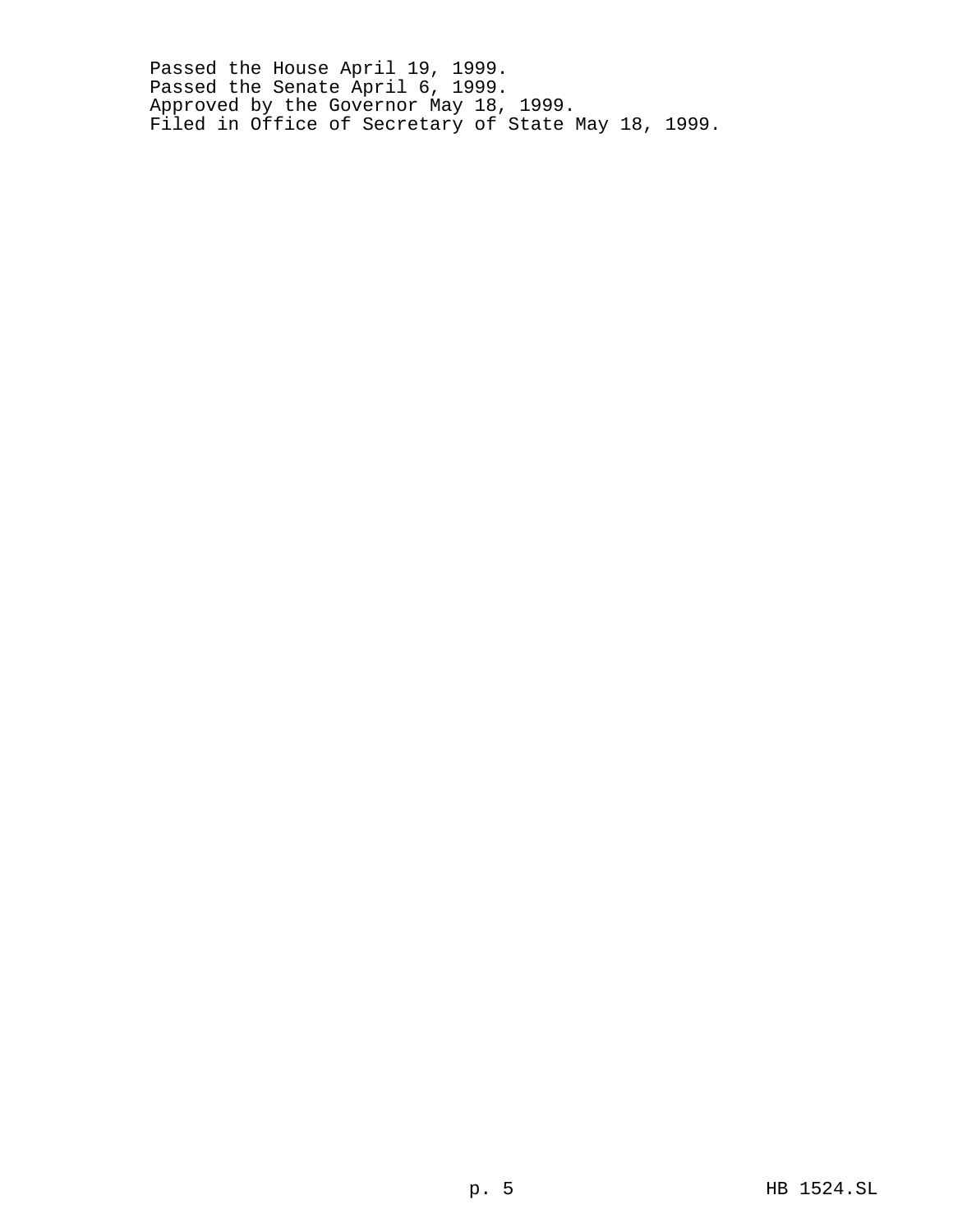Passed the House April 19, 1999.
Passed the Senate April 6, 1999.
Approved by the Governor May 18, 1999.
Filed in Office of Secretary of State May 18, 1999.